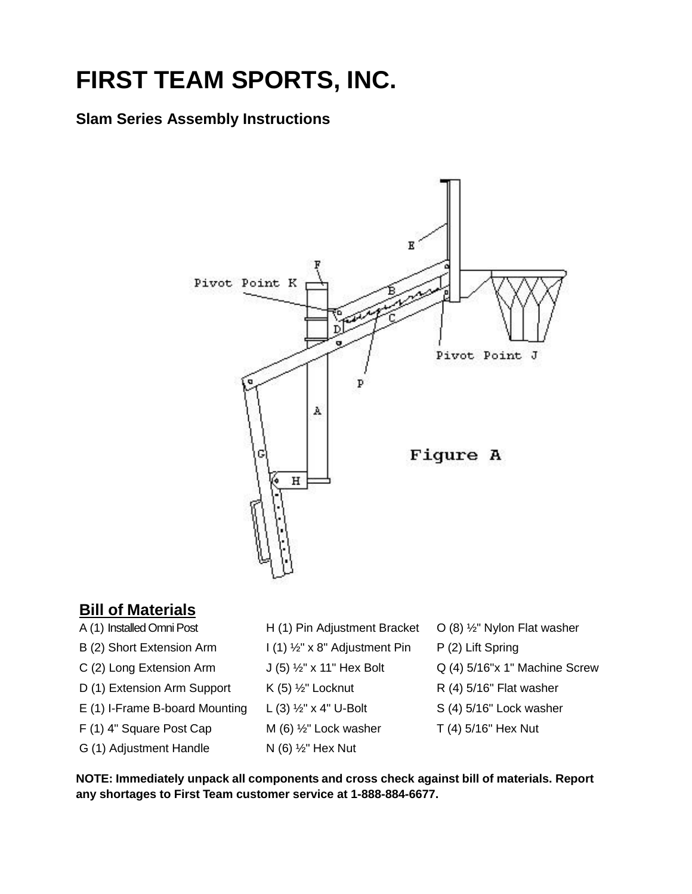# FIRST TEAM SPORTS, INC.

## Slam Series Assembly Instructions

Figure A

## Bill of Materials

| | | |
|---|---|---|
| A (1) Installed Omni Post | H (1) Pin Adjustment Bracket | O (8) ½" Nylon Flat washer |
| B (2) Short Extension Arm | I (1) ½" x 8" Adjustment Pin | P (2) Lift Spring |
| C (2) Long Extension Arm | J (5) ½" x 11" Hex Bolt | Q (4) 5/16"x 1" Machine Screw |
| D (1) Extension Arm Support | K (5) ½" Locknut | R (4) 5/16" Flat washer |
| E (1) I-Frame B-board Mounting | L (3) ½" x 4" U-Bolt | S (4) 5/16" Lock washer |
| F (1) 4" Square Post Cap | M (6) ½" Lock washer | T (4) 5/16" Hex Nut |
| G (1) Adjustment Handle | N (6) ½" Hex Nut | |

**NOTE: Immediately unpack all components and cross check against bill of materials. Report any shortages to First Team customer service at 1-888-884-6677.**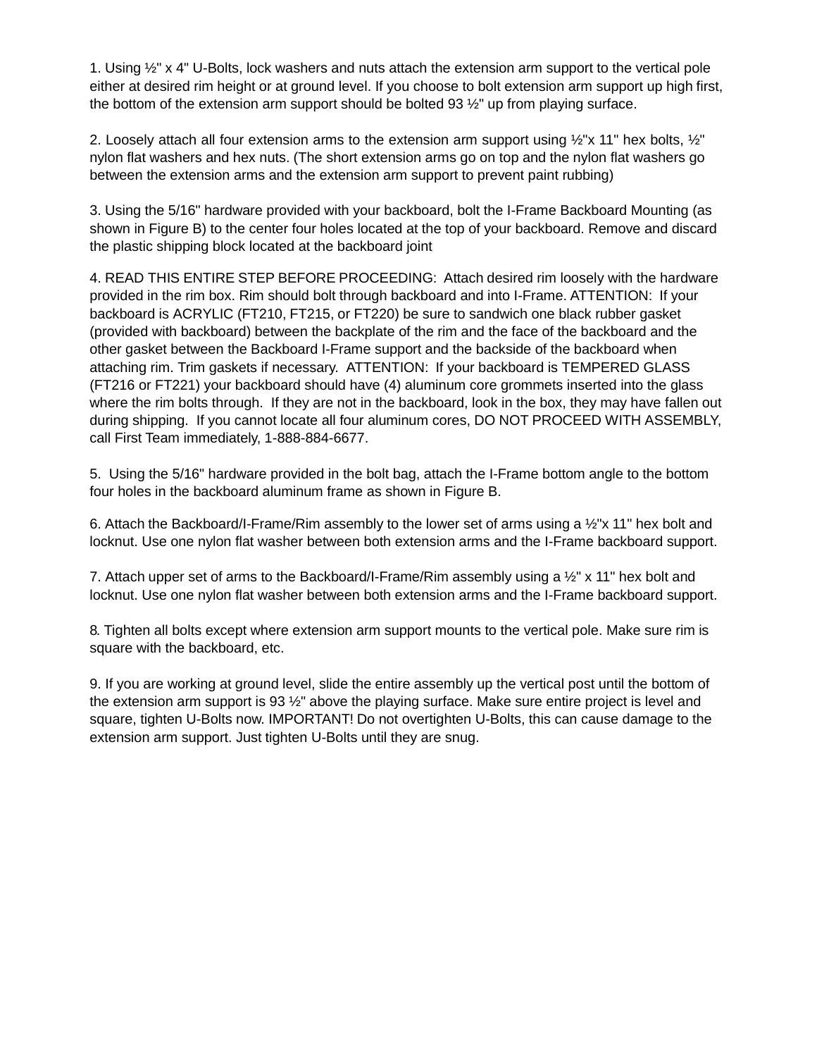1. Using ½" x 4" U-Bolts, lock washers and nuts attach the extension arm support to the vertical pole either at desired rim height or at ground level. If you choose to bolt extension arm support up high first, the bottom of the extension arm support should be bolted 93 ½" up from playing surface.

2. Loosely attach all four extension arms to the extension arm support using ½"x 11" hex bolts, ½" nylon flat washers and hex nuts. (The short extension arms go on top and the nylon flat washers go between the extension arms and the extension arm support to prevent paint rubbing)

3. Using the 5/16" hardware provided with your backboard, bolt the I-Frame Backboard Mounting (as shown in Figure B) to the center four holes located at the top of your backboard. Remove and discard the plastic shipping block located at the backboard joint

4. READ THIS ENTIRE STEP BEFORE PROCEEDING: Attach desired rim loosely with the hardware provided in the rim box. Rim should bolt through backboard and into I-Frame. ATTENTION: If your backboard is ACRYLIC (FT210, FT215, or FT220) be sure to sandwich one black rubber gasket (provided with backboard) between the backplate of the rim and the face of the backboard and the other gasket between the Backboard I-Frame support and the backside of the backboard when attaching rim. Trim gaskets if necessary. ATTENTION: If your backboard is TEMPERED GLASS (FT216 or FT221) your backboard should have (4) aluminum core grommets inserted into the glass where the rim bolts through. If they are not in the backboard, look in the box, they may have fallen out during shipping. If you cannot locate all four aluminum cores, DO NOT PROCEED WITH ASSEMBLY, call First Team immediately, 1-888-884-6677.

5. Using the 5/16" hardware provided in the bolt bag, attach the I-Frame bottom angle to the bottom four holes in the backboard aluminum frame as shown in Figure B.

6. Attach the Backboard/I-Frame/Rim assembly to the lower set of arms using a ½"x 11" hex bolt and locknut. Use one nylon flat washer between both extension arms and the I-Frame backboard support.

7. Attach upper set of arms to the Backboard/I-Frame/Rim assembly using a ½" x 11" hex bolt and locknut. Use one nylon flat washer between both extension arms and the I-Frame backboard support.

8. Tighten all bolts except where extension arm support mounts to the vertical pole. Make sure rim is square with the backboard, etc.

9. If you are working at ground level, slide the entire assembly up the vertical post until the bottom of the extension arm support is 93 ½" above the playing surface. Make sure entire project is level and square, tighten U-Bolts now. IMPORTANT! Do not overtighten U-Bolts, this can cause damage to the extension arm support. Just tighten U-Bolts until they are snug.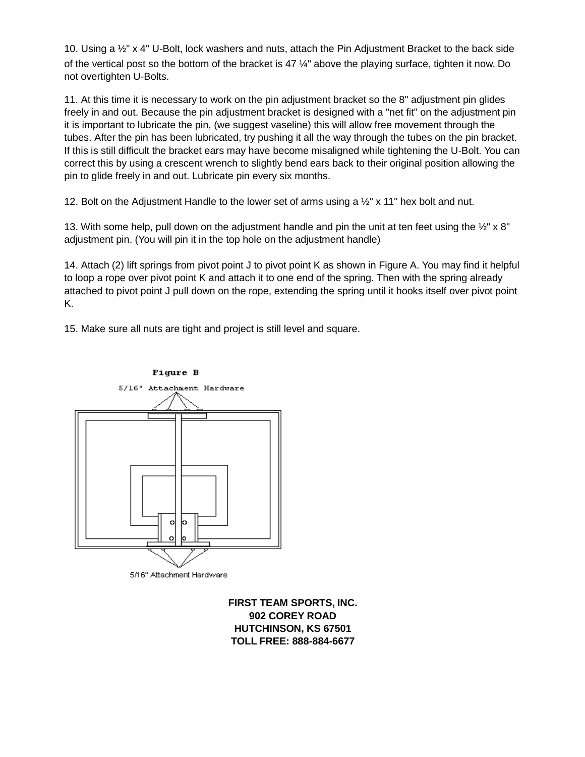10. Using a ½" x 4" U-Bolt, lock washers and nuts, attach the Pin Adjustment Bracket to the back side of the vertical post so the bottom of the bracket is 47 ¼" above the playing surface, tighten it now. Do not overtighten U-Bolts.

11. At this time it is necessary to work on the pin adjustment bracket so the 8" adjustment pin glides freely in and out. Because the pin adjustment bracket is designed with a "net fit" on the adjustment pin it is important to lubricate the pin, (we suggest vaseline) this will allow free movement through the tubes. After the pin has been lubricated, try pushing it all the way through the tubes on the pin bracket. If this is still difficult the bracket ears may have become misaligned while tightening the U-Bolt. You can correct this by using a crescent wrench to slightly bend ears back to their original position allowing the pin to glide freely in and out. Lubricate pin every six months.

12. Bolt on the Adjustment Handle to the lower set of arms using a ½" x 11" hex bolt and nut.

13. With some help, pull down on the adjustment handle and pin the unit at ten feet using the ½" x 8" adjustment pin. (You will pin it in the top hole on the adjustment handle)

14. Attach (2) lift springs from pivot point J to pivot point K as shown in Figure A. You may find it helpful to loop a rope over pivot point K and attach it to one end of the spring. Then with the spring already attached to pivot point J pull down on the rope, extending the spring until it hooks itself over pivot point K.

15. Make sure all nuts are tight and project is still level and square.

**Figure B**

5/16" Attachment Hardware

5/16" Attachment Hardware

**FIRST TEAM SPORTS, INC.**
**902 COREY ROAD**
**HUTCHINSON, KS 67501**
**TOLL FREE: 888-884-6677**